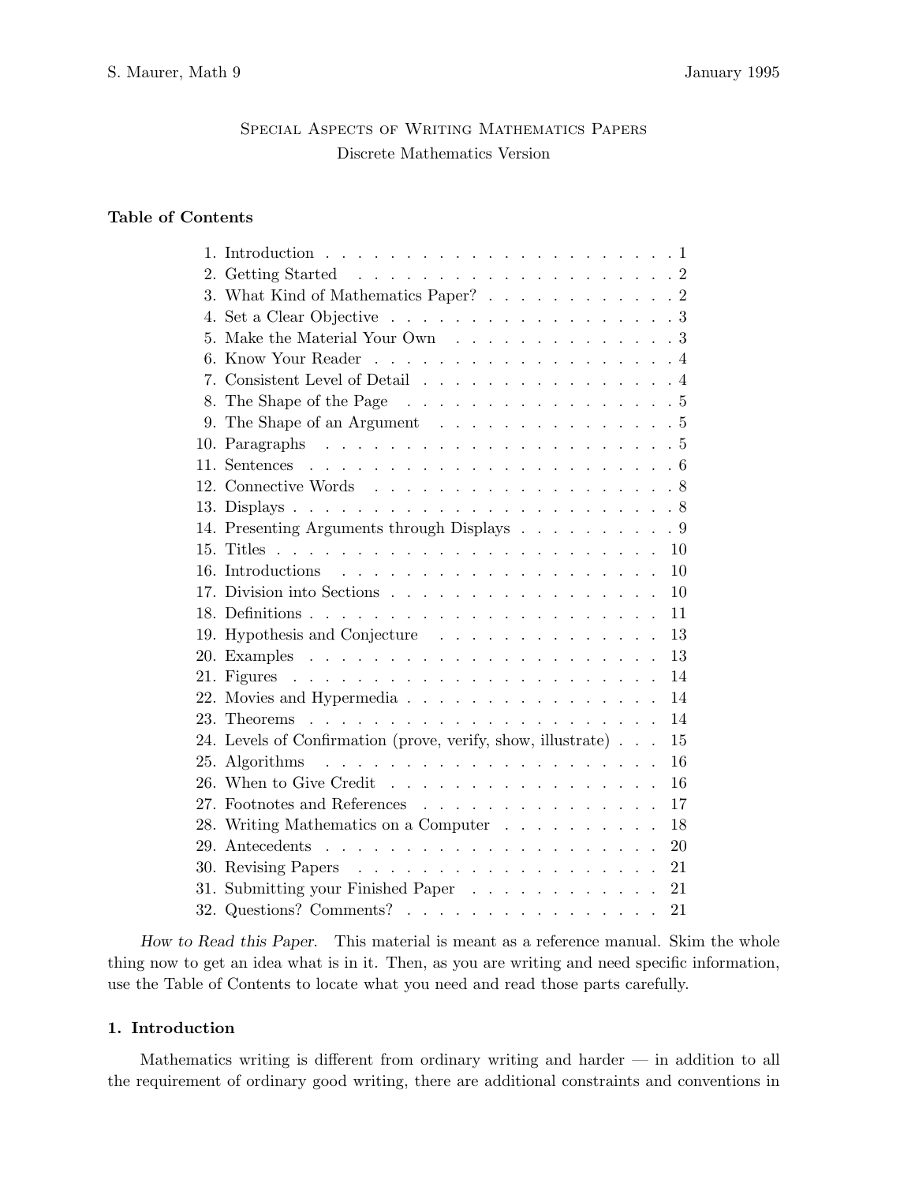S. Maurer, Math 9 January 1995

# Special Aspects of Writing Mathematics Papers

Discrete Mathematics Version

**Table of Contents**

1. Introduction . . . . . . . . . . . . . . . . . . . . . . . 1
2. Getting Started . . . . . . . . . . . . . . . . . . . . . 2
3. What Kind of Mathematics Paper? . . . . . . . . . . . . 2
4. Set a Clear Objective . . . . . . . . . . . . . . . . . . 3
5. Make the Material Your Own . . . . . . . . . . . . . . 3
6. Know Your Reader . . . . . . . . . . . . . . . . . . . 4
7. Consistent Level of Detail . . . . . . . . . . . . . . . . 4
8. The Shape of the Page . . . . . . . . . . . . . . . . . 5
9. The Shape of an Argument . . . . . . . . . . . . . . . 5
10. Paragraphs . . . . . . . . . . . . . . . . . . . . . . 5
11. Sentences . . . . . . . . . . . . . . . . . . . . . . . 6
12. Connective Words . . . . . . . . . . . . . . . . . . . 8
13. Displays . . . . . . . . . . . . . . . . . . . . . . . . 8
14. Presenting Arguments through Displays . . . . . . . . . . 9
15. Titles . . . . . . . . . . . . . . . . . . . . . . . . 10
16. Introductions . . . . . . . . . . . . . . . . . . . . . 10
17. Division into Sections . . . . . . . . . . . . . . . . . 10
18. Definitions . . . . . . . . . . . . . . . . . . . . . . 11
19. Hypothesis and Conjecture . . . . . . . . . . . . . . . 13
20. Examples . . . . . . . . . . . . . . . . . . . . . . . 13
21. Figures . . . . . . . . . . . . . . . . . . . . . . . . 14
22. Movies and Hypermedia . . . . . . . . . . . . . . . . . 14
23. Theorems . . . . . . . . . . . . . . . . . . . . . . . 14
24. Levels of Confirmation (prove, verify, show, illustrate) . . . 15
25. Algorithms . . . . . . . . . . . . . . . . . . . . . . 16
26. When to Give Credit . . . . . . . . . . . . . . . . . . 16
27. Footnotes and References . . . . . . . . . . . . . . . . 17
28. Writing Mathematics on a Computer . . . . . . . . . . . 18
29. Antecedents . . . . . . . . . . . . . . . . . . . . . . 20
30. Revising Papers . . . . . . . . . . . . . . . . . . . . 21
31. Submitting your Finished Paper . . . . . . . . . . . . . 21
32. Questions? Comments? . . . . . . . . . . . . . . . . . 21

*How to Read this Paper.* This material is meant as a reference manual. Skim the whole thing now to get an idea what is in it. Then, as you are writing and need specific information, use the Table of Contents to locate what you need and read those parts carefully.

## 1. Introduction

Mathematics writing is different from ordinary writing and harder — in addition to all the requirement of ordinary good writing, there are additional constraints and conventions in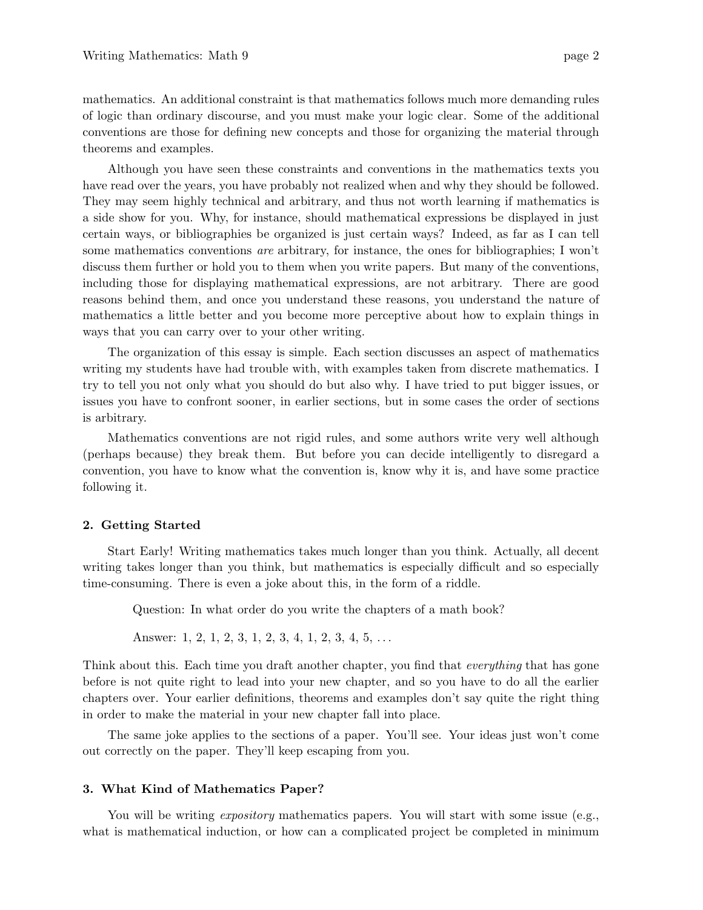mathematics. An additional constraint is that mathematics follows much more demanding rules of logic than ordinary discourse, and you must make your logic clear. Some of the additional conventions are those for defining new concepts and those for organizing the material through theorems and examples.

Although you have seen these constraints and conventions in the mathematics texts you have read over the years, you have probably not realized when and why they should be followed. They may seem highly technical and arbitrary, and thus not worth learning if mathematics is a side show for you. Why, for instance, should mathematical expressions be displayed in just certain ways, or bibliographies be organized is just certain ways? Indeed, as far as I can tell some mathematics conventions *are* arbitrary, for instance, the ones for bibliographies; I won't discuss them further or hold you to them when you write papers. But many of the conventions, including those for displaying mathematical expressions, are not arbitrary. There are good reasons behind them, and once you understand these reasons, you understand the nature of mathematics a little better and you become more perceptive about how to explain things in ways that you can carry over to your other writing.

The organization of this essay is simple. Each section discusses an aspect of mathematics writing my students have had trouble with, with examples taken from discrete mathematics. I try to tell you not only what you should do but also why. I have tried to put bigger issues, or issues you have to confront sooner, in earlier sections, but in some cases the order of sections is arbitrary.

Mathematics conventions are not rigid rules, and some authors write very well although (perhaps because) they break them. But before you can decide intelligently to disregard a convention, you have to know what the convention is, know why it is, and have some practice following it.

## 2. Getting Started

Start Early! Writing mathematics takes much longer than you think. Actually, all decent writing takes longer than you think, but mathematics is especially difficult and so especially time-consuming. There is even a joke about this, in the form of a riddle.

> Question: In what order do you write the chapters of a math book?
>
> Answer: 1, 2, 1, 2, 3, 1, 2, 3, 4, 1, 2, 3, 4, 5, ...

Think about this. Each time you draft another chapter, you find that *everything* that has gone before is not quite right to lead into your new chapter, and so you have to do all the earlier chapters over. Your earlier definitions, theorems and examples don't say quite the right thing in order to make the material in your new chapter fall into place.

The same joke applies to the sections of a paper. You'll see. Your ideas just won't come out correctly on the paper. They'll keep escaping from you.

## 3. What Kind of Mathematics Paper?

You will be writing *expository* mathematics papers. You will start with some issue (e.g., what is mathematical induction, or how can a complicated project be completed in minimum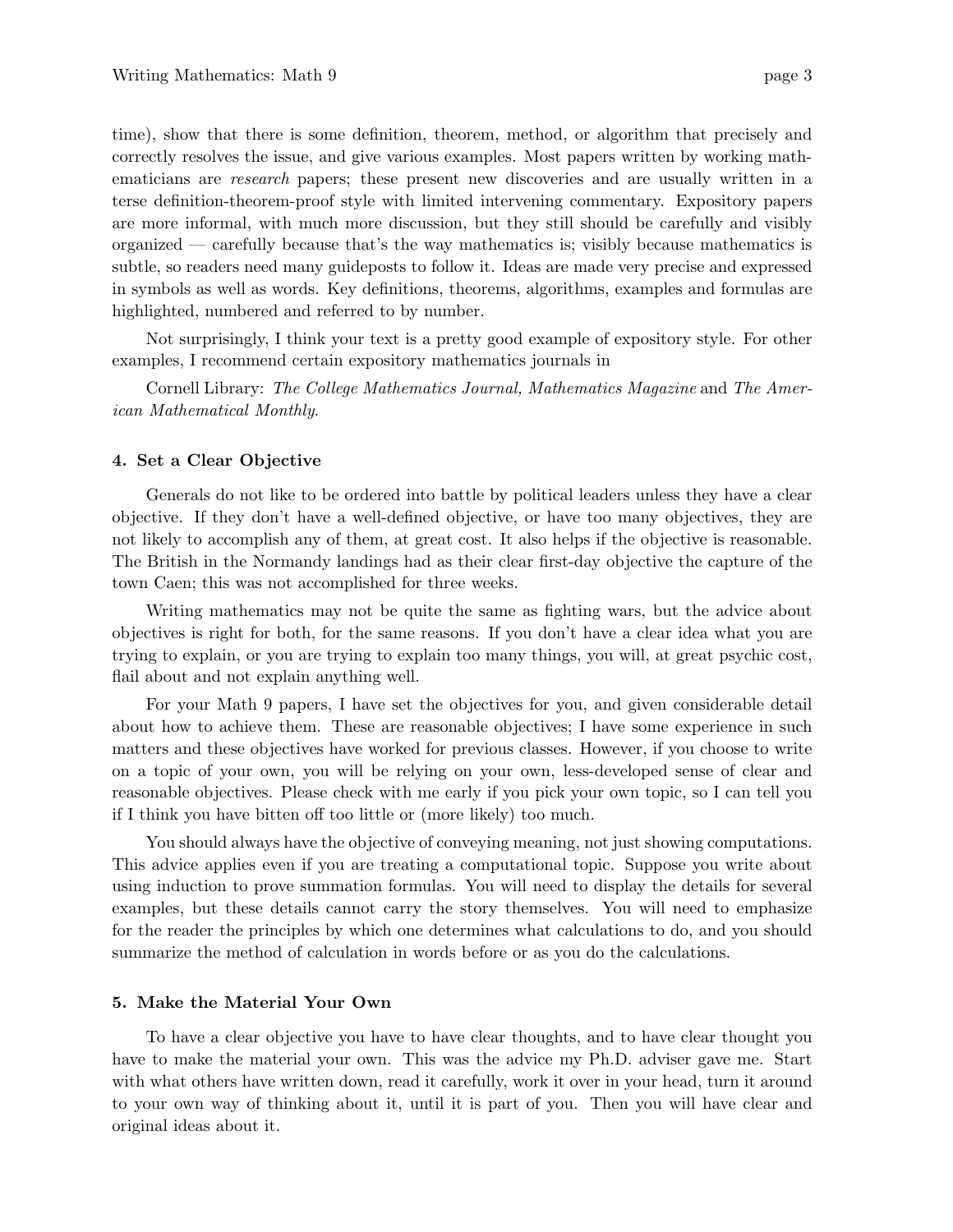time), show that there is some definition, theorem, method, or algorithm that precisely and correctly resolves the issue, and give various examples. Most papers written by working mathematicians are *research* papers; these present new discoveries and are usually written in a terse definition-theorem-proof style with limited intervening commentary. Expository papers are more informal, with much more discussion, but they still should be carefully and visibly organized — carefully because that's the way mathematics is; visibly because mathematics is subtle, so readers need many guideposts to follow it. Ideas are made very precise and expressed in symbols as well as words. Key definitions, theorems, algorithms, examples and formulas are highlighted, numbered and referred to by number.

Not surprisingly, I think your text is a pretty good example of expository style. For other examples, I recommend certain expository mathematics journals in

Cornell Library: *The College Mathematics Journal, Mathematics Magazine* and *The American Mathematical Monthly*.

#### 4. Set a Clear Objective

Generals do not like to be ordered into battle by political leaders unless they have a clear objective. If they don't have a well-defined objective, or have too many objectives, they are not likely to accomplish any of them, at great cost. It also helps if the objective is reasonable. The British in the Normandy landings had as their clear first-day objective the capture of the town Caen; this was not accomplished for three weeks.

Writing mathematics may not be quite the same as fighting wars, but the advice about objectives is right for both, for the same reasons. If you don't have a clear idea what you are trying to explain, or you are trying to explain too many things, you will, at great psychic cost, flail about and not explain anything well.

For your Math 9 papers, I have set the objectives for you, and given considerable detail about how to achieve them. These are reasonable objectives; I have some experience in such matters and these objectives have worked for previous classes. However, if you choose to write on a topic of your own, you will be relying on your own, less-developed sense of clear and reasonable objectives. Please check with me early if you pick your own topic, so I can tell you if I think you have bitten off too little or (more likely) too much.

You should always have the objective of conveying meaning, not just showing computations. This advice applies even if you are treating a computational topic. Suppose you write about using induction to prove summation formulas. You will need to display the details for several examples, but these details cannot carry the story themselves. You will need to emphasize for the reader the principles by which one determines what calculations to do, and you should summarize the method of calculation in words before or as you do the calculations.

#### 5. Make the Material Your Own

To have a clear objective you have to have clear thoughts, and to have clear thought you have to make the material your own. This was the advice my Ph.D. adviser gave me. Start with what others have written down, read it carefully, work it over in your head, turn it around to your own way of thinking about it, until it is part of you. Then you will have clear and original ideas about it.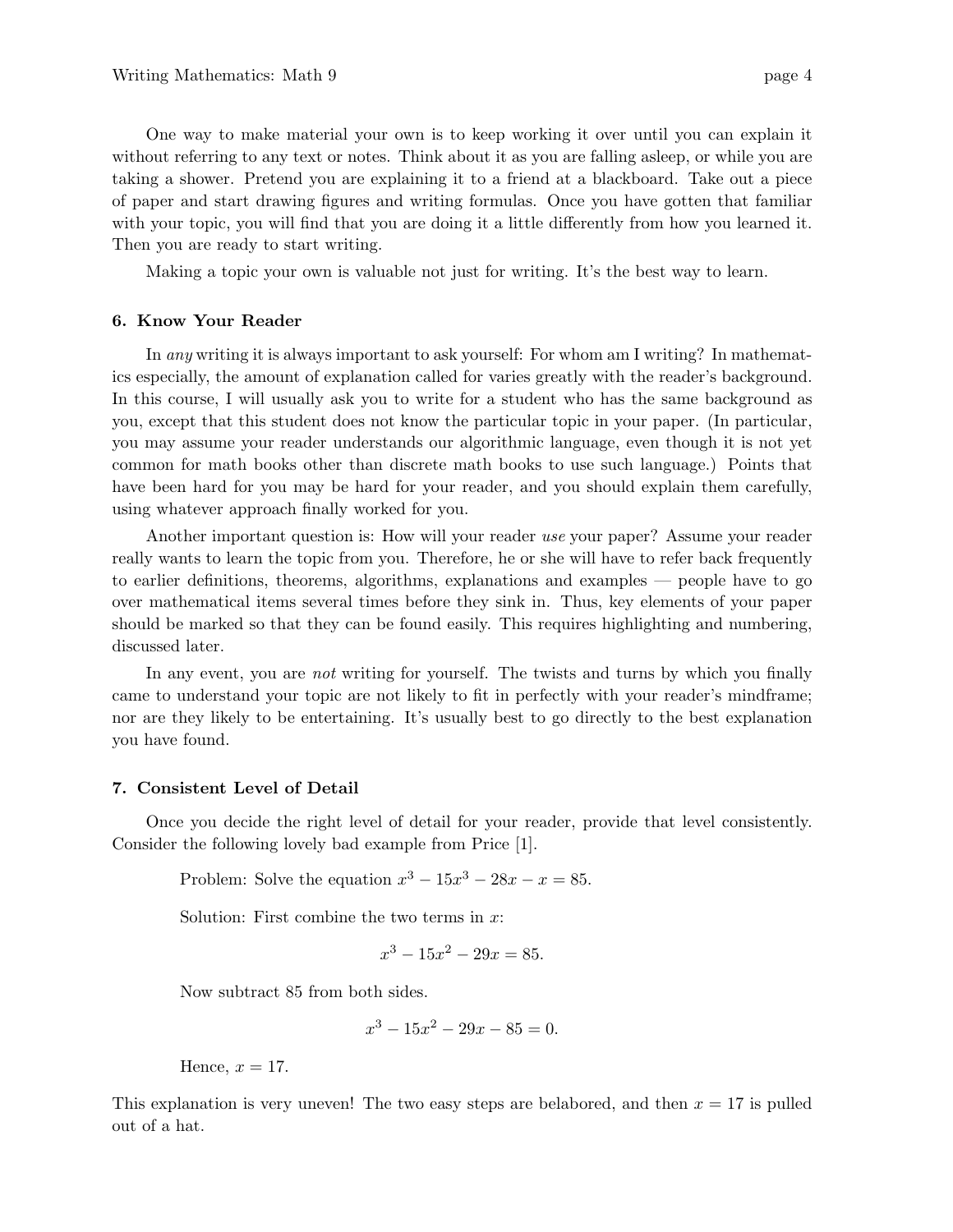One way to make material your own is to keep working it over until you can explain it without referring to any text or notes. Think about it as you are falling asleep, or while you are taking a shower. Pretend you are explaining it to a friend at a blackboard. Take out a piece of paper and start drawing figures and writing formulas. Once you have gotten that familiar with your topic, you will find that you are doing it a little differently from how you learned it. Then you are ready to start writing.

Making a topic your own is valuable not just for writing. It's the best way to learn.

### 6. Know Your Reader

In *any* writing it is always important to ask yourself: For whom am I writing? In mathematics especially, the amount of explanation called for varies greatly with the reader's background. In this course, I will usually ask you to write for a student who has the same background as you, except that this student does not know the particular topic in your paper. (In particular, you may assume your reader understands our algorithmic language, even though it is not yet common for math books other than discrete math books to use such language.) Points that have been hard for you may be hard for your reader, and you should explain them carefully, using whatever approach finally worked for you.

Another important question is: How will your reader *use* your paper? Assume your reader really wants to learn the topic from you. Therefore, he or she will have to refer back frequently to earlier definitions, theorems, algorithms, explanations and examples — people have to go over mathematical items several times before they sink in. Thus, key elements of your paper should be marked so that they can be found easily. This requires highlighting and numbering, discussed later.

In any event, you are *not* writing for yourself. The twists and turns by which you finally came to understand your topic are not likely to fit in perfectly with your reader's mindframe; nor are they likely to be entertaining. It's usually best to go directly to the best explanation you have found.

### 7. Consistent Level of Detail

Once you decide the right level of detail for your reader, provide that level consistently. Consider the following lovely bad example from Price [1].

> Problem: Solve the equation $x^3 - 15x^3 - 28x - x = 85$.
>
> Solution: First combine the two terms in $x$:
>
> $$x^3 - 15x^2 - 29x = 85.$$
>
> Now subtract 85 from both sides.
>
> $$x^3 - 15x^2 - 29x - 85 = 0.$$
>
> Hence, $x = 17$.

This explanation is very uneven! The two easy steps are belabored, and then $x = 17$ is pulled out of a hat.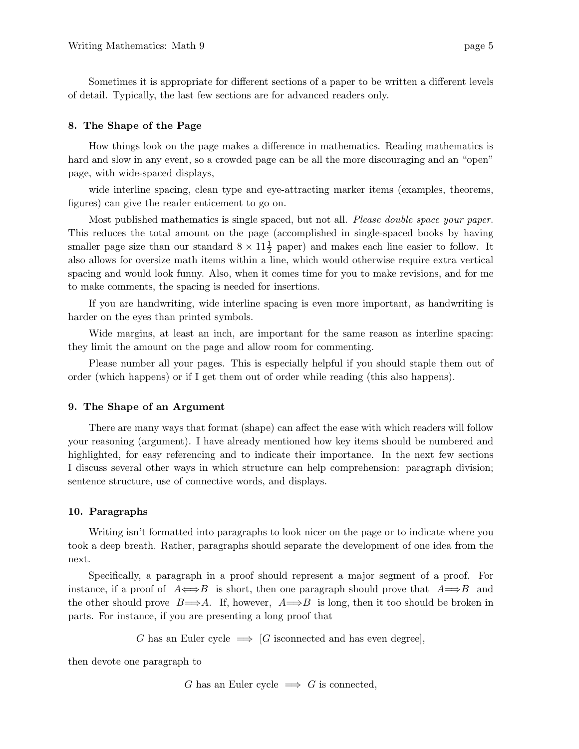Sometimes it is appropriate for different sections of a paper to be written a different levels of detail. Typically, the last few sections are for advanced readers only.

**8. The Shape of the Page**

How things look on the page makes a difference in mathematics. Reading mathematics is hard and slow in any event, so a crowded page can be all the more discouraging and an "open" page, with wide-spaced displays,

wide interline spacing, clean type and eye-attracting marker items (examples, theorems, figures) can give the reader enticement to go on.

Most published mathematics is single spaced, but not all. *Please double space your paper.* This reduces the total amount on the page (accomplished in single-spaced books by having smaller page size than our standard $8 \times 11\frac{1}{2}$ paper) and makes each line easier to follow. It also allows for oversize math items within a line, which would otherwise require extra vertical spacing and would look funny. Also, when it comes time for you to make revisions, and for me to make comments, the spacing is needed for insertions.

If you are handwriting, wide interline spacing is even more important, as handwriting is harder on the eyes than printed symbols.

Wide margins, at least an inch, are important for the same reason as interline spacing: they limit the amount on the page and allow room for commenting.

Please number all your pages. This is especially helpful if you should staple them out of order (which happens) or if I get them out of order while reading (this also happens).

**9. The Shape of an Argument**

There are many ways that format (shape) can affect the ease with which readers will follow your reasoning (argument). I have already mentioned how key items should be numbered and highlighted, for easy referencing and to indicate their importance. In the next few sections I discuss several other ways in which structure can help comprehension: paragraph division; sentence structure, use of connective words, and displays.

**10. Paragraphs**

Writing isn't formatted into paragraphs to look nicer on the page or to indicate where you took a deep breath. Rather, paragraphs should separate the development of one idea from the next.

Specifically, a paragraph in a proof should represent a major segment of a proof. For instance, if a proof of $A \Longleftrightarrow B$ is short, then one paragraph should prove that $A \Longrightarrow B$ and the other should prove $B \Longrightarrow A$. If, however, $A \Longrightarrow B$ is long, then it too should be broken in parts. For instance, if you are presenting a long proof that

$$G \text{ has an Euler cycle} \implies [G \text{ isconnected and has even degree}],$$

then devote one paragraph to

$$G \text{ has an Euler cycle} \implies G \text{ is connected},$$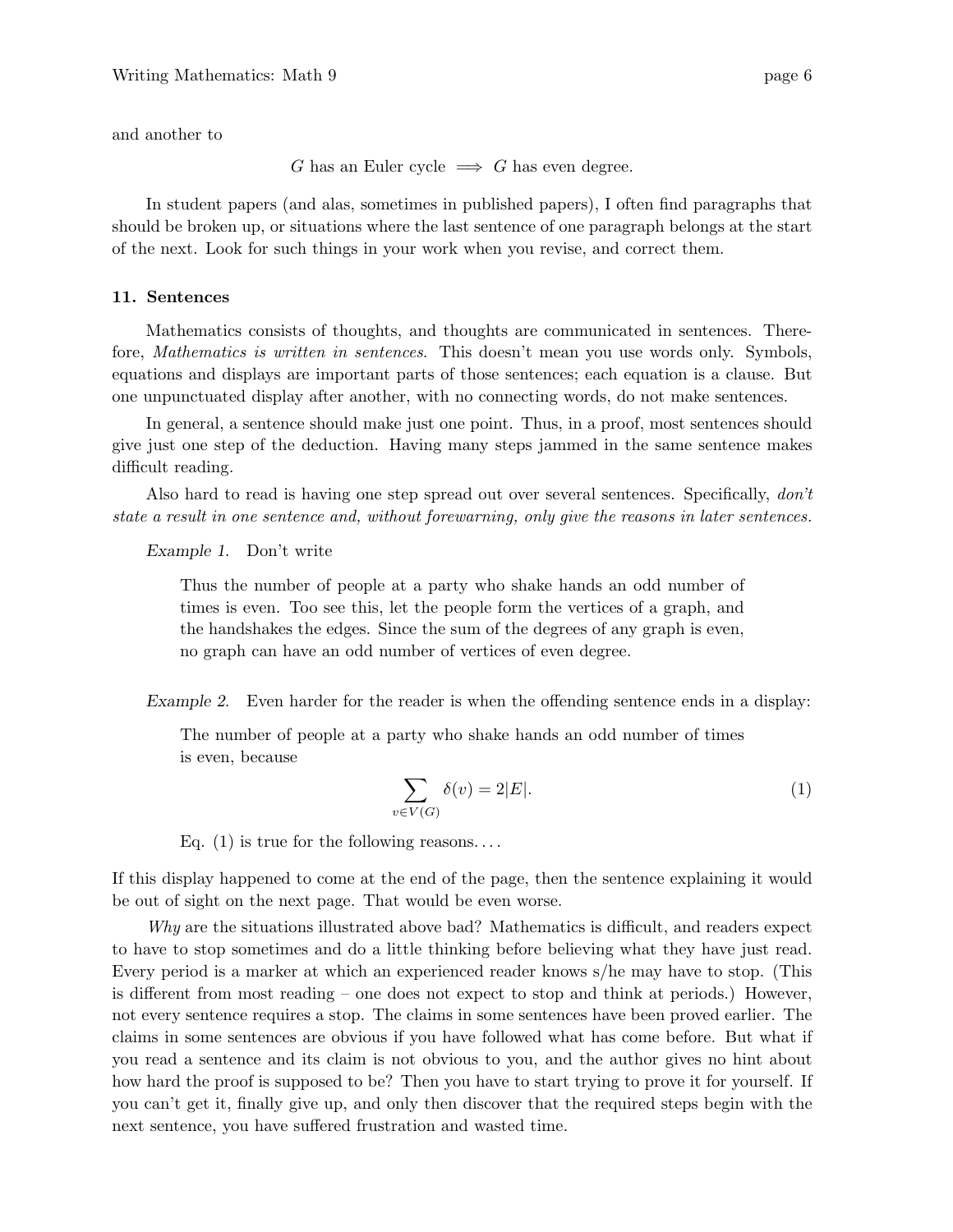and another to

$$G \text{ has an Euler cycle} \implies G \text{ has even degree.}$$

In student papers (and alas, sometimes in published papers), I often find paragraphs that should be broken up, or situations where the last sentence of one paragraph belongs at the start of the next. Look for such things in your work when you revise, and correct them.

### 11. Sentences

Mathematics consists of thoughts, and thoughts are communicated in sentences. Therefore, *Mathematics is written in sentences*. This doesn't mean you use words only. Symbols, equations and displays are important parts of those sentences; each equation is a clause. But one unpunctuated display after another, with no connecting words, do not make sentences.

In general, a sentence should make just one point. Thus, in a proof, most sentences should give just one step of the deduction. Having many steps jammed in the same sentence makes difficult reading.

Also hard to read is having one step spread out over several sentences. Specifically, *don't state a result in one sentence and, without forewarning, only give the reasons in later sentences.*

*Example 1.* Don't write

> Thus the number of people at a party who shake hands an odd number of times is even. Too see this, let the people form the vertices of a graph, and the handshakes the edges. Since the sum of the degrees of any graph is even, no graph can have an odd number of vertices of even degree.

*Example 2.* Even harder for the reader is when the offending sentence ends in a display:

> The number of people at a party who shake hands an odd number of times is even, because
>
> $$\sum_{v \in V(G)} \delta(v) = 2|E|. \tag{1}$$
>
> Eq. (1) is true for the following reasons. . . .

If this display happened to come at the end of the page, then the sentence explaining it would be out of sight on the next page. That would be even worse.

*Why* are the situations illustrated above bad? Mathematics is difficult, and readers expect to have to stop sometimes and do a little thinking before believing what they have just read. Every period is a marker at which an experienced reader knows s/he may have to stop. (This is different from most reading – one does not expect to stop and think at periods.) However, not every sentence requires a stop. The claims in some sentences have been proved earlier. The claims in some sentences are obvious if you have followed what has come before. But what if you read a sentence and its claim is not obvious to you, and the author gives no hint about how hard the proof is supposed to be? Then you have to start trying to prove it for yourself. If you can't get it, finally give up, and only then discover that the required steps begin with the next sentence, you have suffered frustration and wasted time.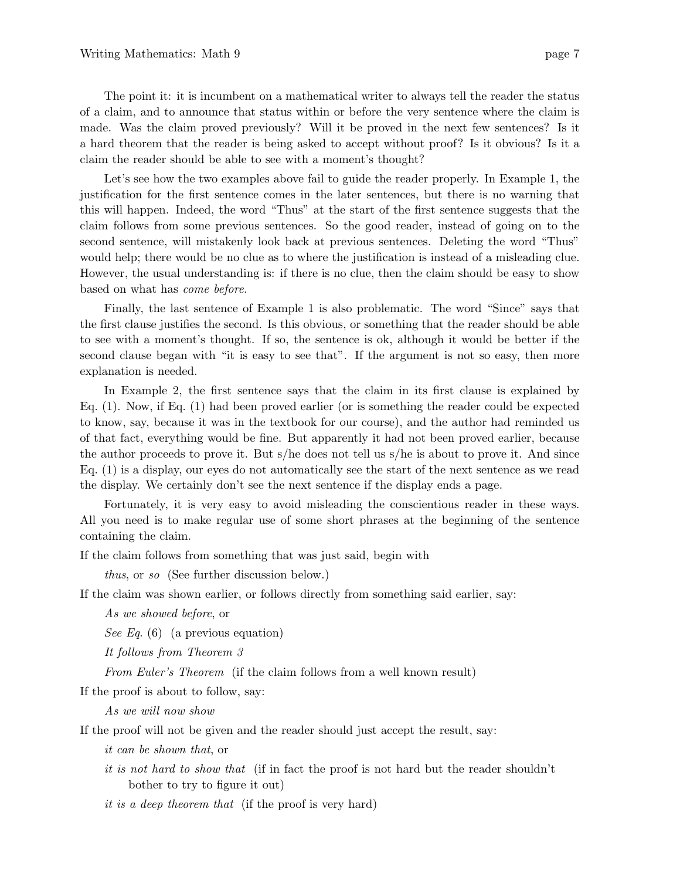The point it: it is incumbent on a mathematical writer to always tell the reader the status of a claim, and to announce that status within or before the very sentence where the claim is made. Was the claim proved previously? Will it be proved in the next few sentences? Is it a hard theorem that the reader is being asked to accept without proof? Is it obvious? Is it a claim the reader should be able to see with a moment's thought?

Let's see how the two examples above fail to guide the reader properly. In Example 1, the justification for the first sentence comes in the later sentences, but there is no warning that this will happen. Indeed, the word "Thus" at the start of the first sentence suggests that the claim follows from some previous sentences. So the good reader, instead of going on to the second sentence, will mistakenly look back at previous sentences. Deleting the word "Thus" would help; there would be no clue as to where the justification is instead of a misleading clue. However, the usual understanding is: if there is no clue, then the claim should be easy to show based on what has *come before*.

Finally, the last sentence of Example 1 is also problematic. The word "Since" says that the first clause justifies the second. Is this obvious, or something that the reader should be able to see with a moment's thought. If so, the sentence is ok, although it would be better if the second clause began with "it is easy to see that". If the argument is not so easy, then more explanation is needed.

In Example 2, the first sentence says that the claim in its first clause is explained by Eq. (1). Now, if Eq. (1) had been proved earlier (or is something the reader could be expected to know, say, because it was in the textbook for our course), and the author had reminded us of that fact, everything would be fine. But apparently it had not been proved earlier, because the author proceeds to prove it. But s/he does not tell us s/he is about to prove it. And since Eq. (1) is a display, our eyes do not automatically see the start of the next sentence as we read the display. We certainly don't see the next sentence if the display ends a page.

Fortunately, it is very easy to avoid misleading the conscientious reader in these ways. All you need is to make regular use of some short phrases at the beginning of the sentence containing the claim.

If the claim follows from something that was just said, begin with

> *thus*, or *so* (See further discussion below.)

If the claim was shown earlier, or follows directly from something said earlier, say:

> *As we showed before*, or
>
> *See Eq.* (6) (a previous equation)
>
> *It follows from Theorem 3*
>
> *From Euler's Theorem* (if the claim follows from a well known result)

If the proof is about to follow, say:

> *As we will now show*

If the proof will not be given and the reader should just accept the result, say:

> *it can be shown that*, or
>
> *it is not hard to show that* (if in fact the proof is not hard but the reader shouldn't bother to try to figure it out)
>
> *it is a deep theorem that* (if the proof is very hard)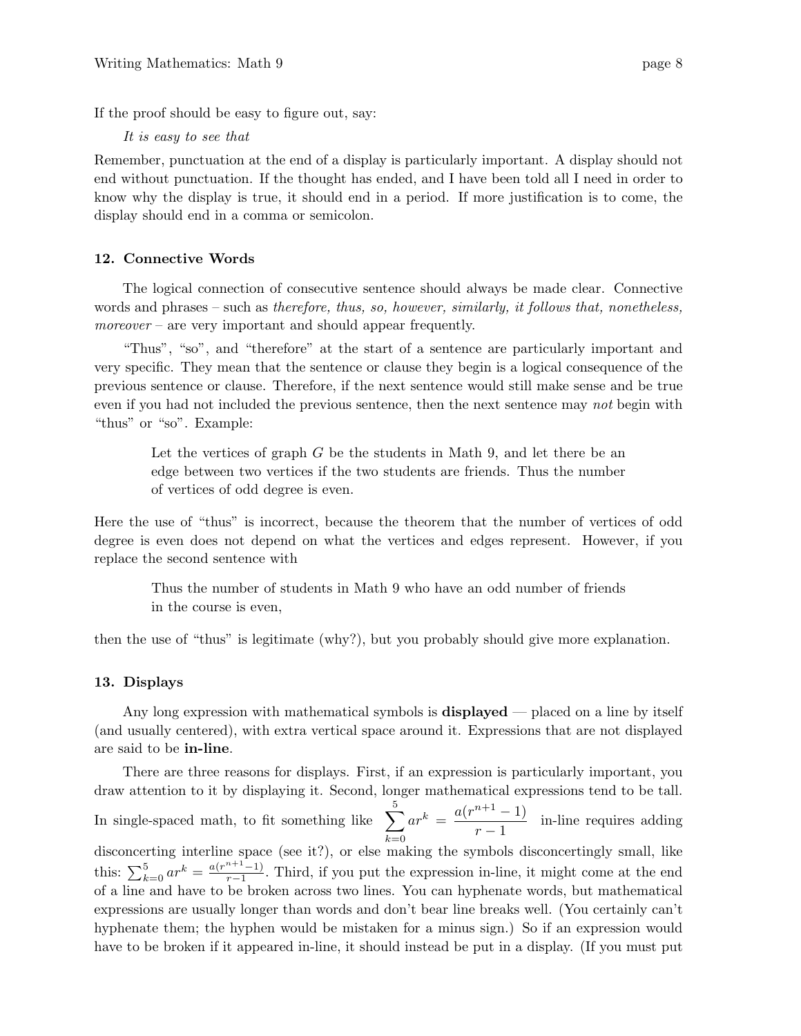If the proof should be easy to figure out, say:

*It is easy to see that*

Remember, punctuation at the end of a display is particularly important. A display should not end without punctuation. If the thought has ended, and I have been told all I need in order to know why the display is true, it should end in a period. If more justification is to come, the display should end in a comma or semicolon.

### 12. Connective Words

The logical connection of consecutive sentence should always be made clear. Connective words and phrases – such as *therefore, thus, so, however, similarly, it follows that, nonetheless, moreover* – are very important and should appear frequently.

"Thus", "so", and "therefore" at the start of a sentence are particularly important and very specific. They mean that the sentence or clause they begin is a logical consequence of the previous sentence or clause. Therefore, if the next sentence would still make sense and be true even if you had not included the previous sentence, then the next sentence may *not* begin with "thus" or "so". Example:

> Let the vertices of graph $G$ be the students in Math 9, and let there be an edge between two vertices if the two students are friends. Thus the number of vertices of odd degree is even.

Here the use of "thus" is incorrect, because the theorem that the number of vertices of odd degree is even does not depend on what the vertices and edges represent. However, if you replace the second sentence with

> Thus the number of students in Math 9 who have an odd number of friends in the course is even,

then the use of "thus" is legitimate (why?), but you probably should give more explanation.

### 13. Displays

Any long expression with mathematical symbols is **displayed** — placed on a line by itself (and usually centered), with extra vertical space around it. Expressions that are not displayed are said to be **in-line**.

There are three reasons for displays. First, if an expression is particularly important, you draw attention to it by displaying it. Second, longer mathematical expressions tend to be tall. In single-spaced math, to fit something like $\displaystyle\sum_{k=0}^{5} ar^k = \frac{a(r^{n+1}-1)}{r-1}$ in-line requires adding disconcerting interline space (see it?), or else making the symbols disconcertingly small, like this: $\sum_{k=0}^{5} ar^k = \frac{a(r^{n+1}-1)}{r-1}$. Third, if you put the expression in-line, it might come at the end of a line and have to be broken across two lines. You can hyphenate words, but mathematical expressions are usually longer than words and don't bear line breaks well. (You certainly can't hyphenate them; the hyphen would be mistaken for a minus sign.) So if an expression would have to be broken if it appeared in-line, it should instead be put in a display. (If you must put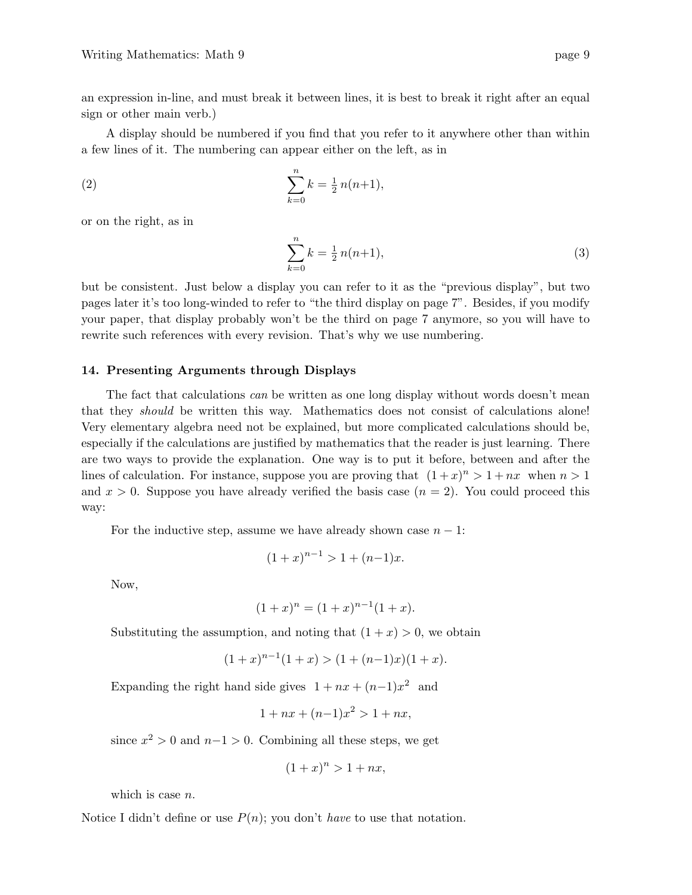an expression in-line, and must break it between lines, it is best to break it right after an equal sign or other main verb.)

A display should be numbered if you find that you refer to it anywhere other than within a few lines of it. The numbering can appear either on the left, as in

$$(2) \qquad \sum_{k=0}^{n} k = \tfrac{1}{2}\, n(n{+}1),$$

or on the right, as in

$$\sum_{k=0}^{n} k = \tfrac{1}{2}\, n(n{+}1), \qquad (3)$$

but be consistent. Just below a display you can refer to it as the "previous display", but two pages later it's too long-winded to refer to "the third display on page 7". Besides, if you modify your paper, that display probably won't be the third on page 7 anymore, so you will have to rewrite such references with every revision. That's why we use numbering.

### 14. Presenting Arguments through Displays

The fact that calculations *can* be written as one long display without words doesn't mean that they *should* be written this way. Mathematics does not consist of calculations alone! Very elementary algebra need not be explained, but more complicated calculations should be, especially if the calculations are justified by mathematics that the reader is just learning. There are two ways to provide the explanation. One way is to put it before, between and after the lines of calculation. For instance, suppose you are proving that $(1+x)^n > 1+nx$ when $n > 1$ and $x > 0$. Suppose you have already verified the basis case ($n = 2$). You could proceed this way:

> For the inductive step, assume we have already shown case $n-1$:
>
> $$(1+x)^{n-1} > 1 + (n{-}1)x.$$
>
> Now,
>
> $$(1+x)^n = (1+x)^{n-1}(1+x).$$
>
> Substituting the assumption, and noting that $(1+x) > 0$, we obtain
>
> $$(1+x)^{n-1}(1+x) > (1 + (n{-}1)x)(1+x).$$
>
> Expanding the right hand side gives $1 + nx + (n{-}1)x^2$ and
>
> $$1 + nx + (n{-}1)x^2 > 1 + nx,$$
>
> since $x^2 > 0$ and $n{-}1 > 0$. Combining all these steps, we get
>
> $$(1+x)^n > 1 + nx,$$
>
> which is case $n$.

Notice I didn't define or use $P(n)$; you don't *have* to use that notation.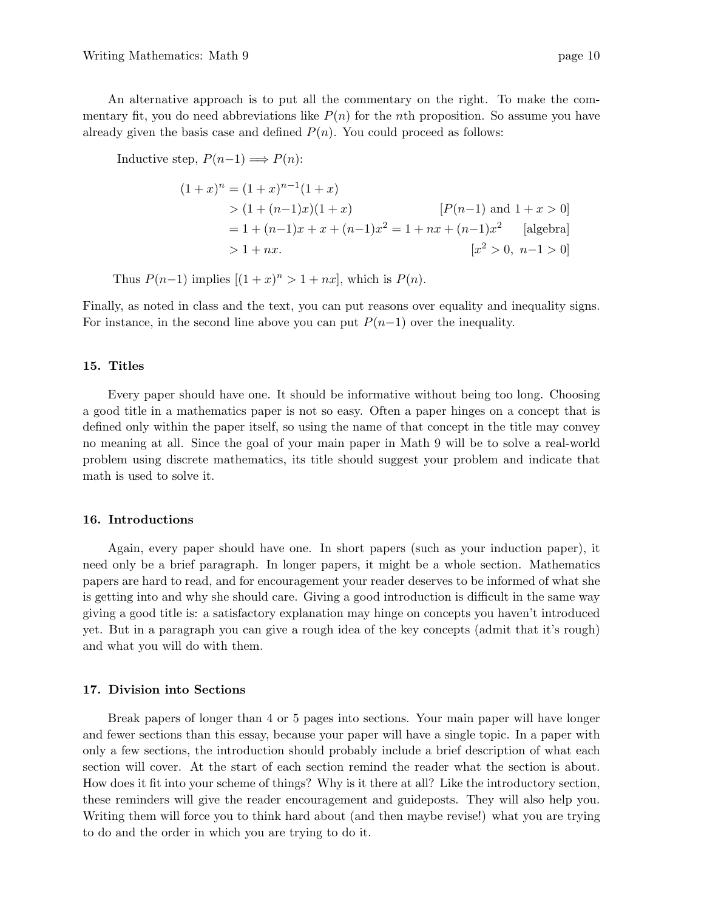An alternative approach is to put all the commentary on the right. To make the commentary fit, you do need abbreviations like $P(n)$ for the $n$th proposition. So assume you have already given the basis case and defined $P(n)$. You could proceed as follows:

Inductive step, $P(n-1) \Longrightarrow P(n)$:

$$
\begin{aligned}
(1+x)^n &= (1+x)^{n-1}(1+x) \\
&> (1+(n-1)x)(1+x) && [P(n-1) \text{ and } 1+x>0] \\
&= 1+(n-1)x+x+(n-1)x^2 = 1+nx+(n-1)x^2 && [\text{algebra}] \\
&> 1+nx. && [x^2>0,\ n-1>0]
\end{aligned}
$$

Thus $P(n-1)$ implies $[(1+x)^n > 1+nx]$, which is $P(n)$.

Finally, as noted in class and the text, you can put reasons over equality and inequality signs. For instance, in the second line above you can put $P(n-1)$ over the inequality.

### 15. Titles

Every paper should have one. It should be informative without being too long. Choosing a good title in a mathematics paper is not so easy. Often a paper hinges on a concept that is defined only within the paper itself, so using the name of that concept in the title may convey no meaning at all. Since the goal of your main paper in Math 9 will be to solve a real-world problem using discrete mathematics, its title should suggest your problem and indicate that math is used to solve it.

### 16. Introductions

Again, every paper should have one. In short papers (such as your induction paper), it need only be a brief paragraph. In longer papers, it might be a whole section. Mathematics papers are hard to read, and for encouragement your reader deserves to be informed of what she is getting into and why she should care. Giving a good introduction is difficult in the same way giving a good title is: a satisfactory explanation may hinge on concepts you haven't introduced yet. But in a paragraph you can give a rough idea of the key concepts (admit that it's rough) and what you will do with them.

### 17. Division into Sections

Break papers of longer than 4 or 5 pages into sections. Your main paper will have longer and fewer sections than this essay, because your paper will have a single topic. In a paper with only a few sections, the introduction should probably include a brief description of what each section will cover. At the start of each section remind the reader what the section is about. How does it fit into your scheme of things? Why is it there at all? Like the introductory section, these reminders will give the reader encouragement and guideposts. They will also help you. Writing them will force you to think hard about (and then maybe revise!) what you are trying to do and the order in which you are trying to do it.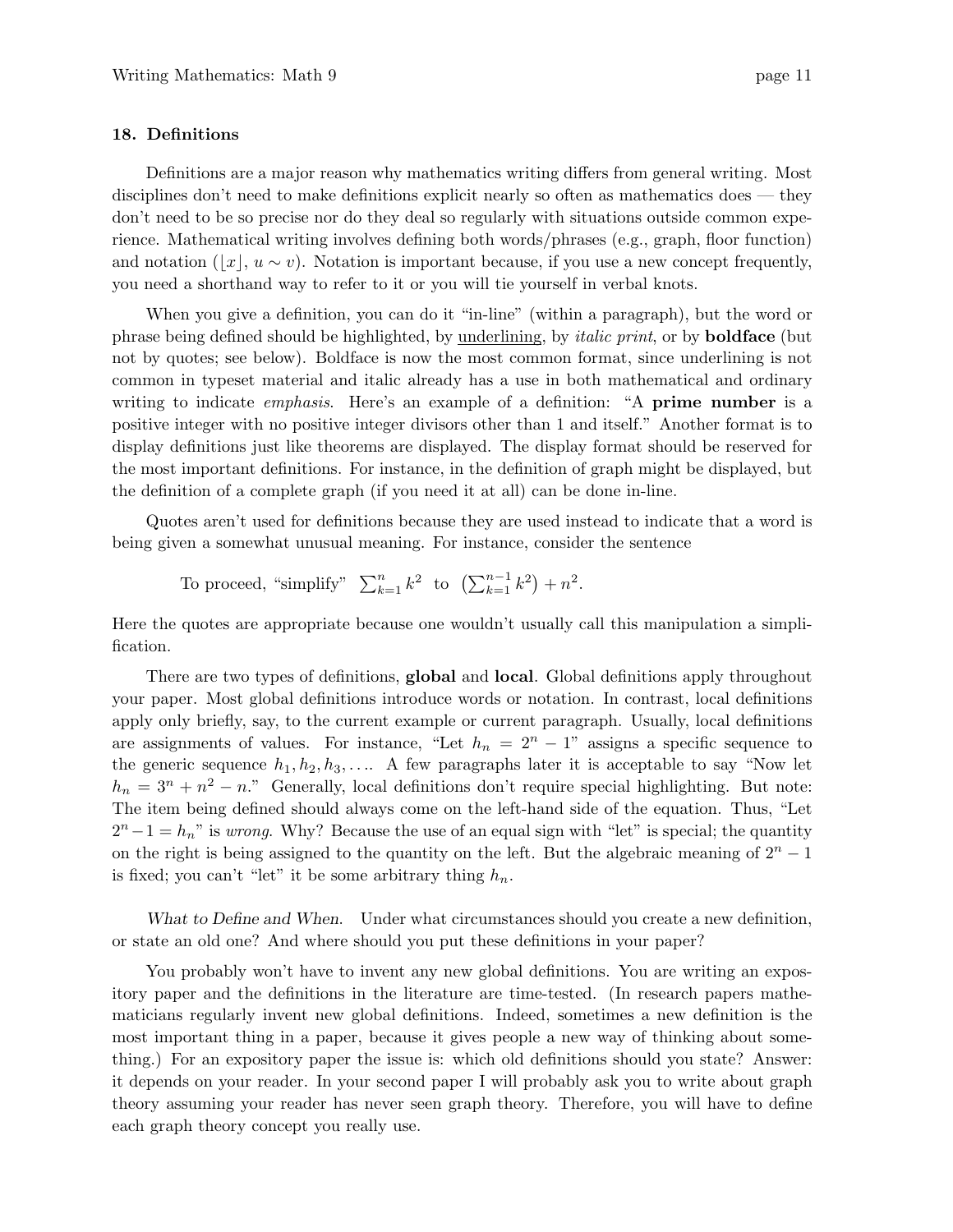### 18. Definitions

Definitions are a major reason why mathematics writing differs from general writing. Most disciplines don't need to make definitions explicit nearly so often as mathematics does — they don't need to be so precise nor do they deal so regularly with situations outside common experience. Mathematical writing involves defining both words/phrases (e.g., graph, floor function) and notation ($\lfloor x \rfloor$, $u \sim v$). Notation is important because, if you use a new concept frequently, you need a shorthand way to refer to it or you will tie yourself in verbal knots.

When you give a definition, you can do it "in-line" (within a paragraph), but the word or phrase being defined should be highlighted, by <u>underlining</u>, by *italic print*, or by **boldface** (but not by quotes; see below). Boldface is now the most common format, since underlining is not common in typeset material and italic already has a use in both mathematical and ordinary writing to indicate *emphasis*. Here's an example of a definition: "A **prime number** is a positive integer with no positive integer divisors other than 1 and itself." Another format is to display definitions just like theorems are displayed. The display format should be reserved for the most important definitions. For instance, in the definition of graph might be displayed, but the definition of a complete graph (if you need it at all) can be done in-line.

Quotes aren't used for definitions because they are used instead to indicate that a word is being given a somewhat unusual meaning. For instance, consider the sentence

> To proceed, "simplify" $\sum_{k=1}^{n} k^2$ to $\left(\sum_{k=1}^{n-1} k^2\right) + n^2$.

Here the quotes are appropriate because one wouldn't usually call this manipulation a simplification.

There are two types of definitions, **global** and **local**. Global definitions apply throughout your paper. Most global definitions introduce words or notation. In contrast, local definitions apply only briefly, say, to the current example or current paragraph. Usually, local definitions are assignments of values. For instance, "Let $h_n = 2^n - 1$" assigns a specific sequence to the generic sequence $h_1, h_2, h_3, \ldots$. A few paragraphs later it is acceptable to say "Now let $h_n = 3^n + n^2 - n$." Generally, local definitions don't require special highlighting. But note: The item being defined should always come on the left-hand side of the equation. Thus, "Let $2^n - 1 = h_n$" is *wrong*. Why? Because the use of an equal sign with "let" is special; the quantity on the right is being assigned to the quantity on the left. But the algebraic meaning of $2^n - 1$ is fixed; you can't "let" it be some arbitrary thing $h_n$.

*What to Define and When.* Under what circumstances should you create a new definition, or state an old one? And where should you put these definitions in your paper?

You probably won't have to invent any new global definitions. You are writing an expository paper and the definitions in the literature are time-tested. (In research papers mathematicians regularly invent new global definitions. Indeed, sometimes a new definition is the most important thing in a paper, because it gives people a new way of thinking about something.) For an expository paper the issue is: which old definitions should you state? Answer: it depends on your reader. In your second paper I will probably ask you to write about graph theory assuming your reader has never seen graph theory. Therefore, you will have to define each graph theory concept you really use.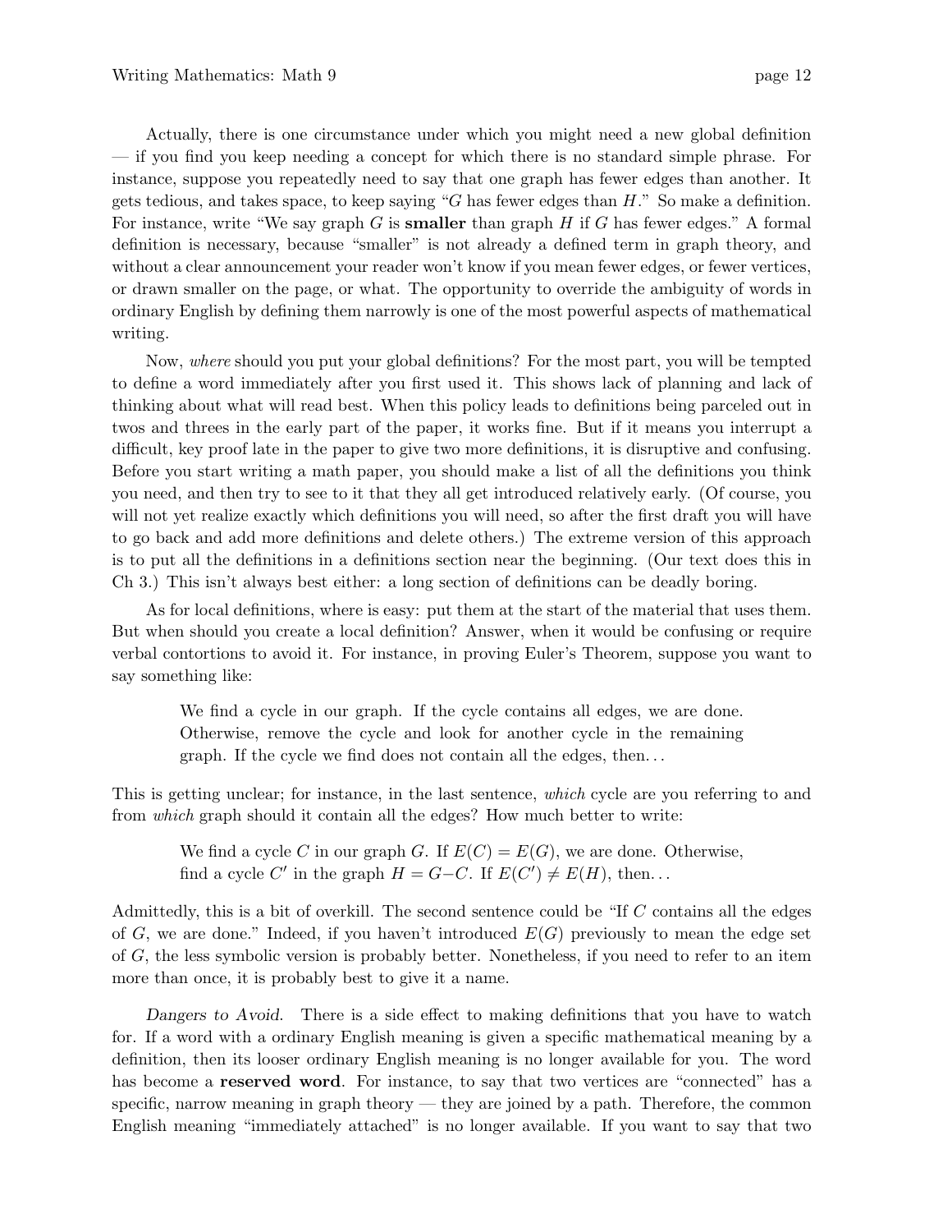Actually, there is one circumstance under which you might need a new global definition — if you find you keep needing a concept for which there is no standard simple phrase. For instance, suppose you repeatedly need to say that one graph has fewer edges than another. It gets tedious, and takes space, to keep saying "$G$ has fewer edges than $H$." So make a definition. For instance, write "We say graph $G$ is **smaller** than graph $H$ if $G$ has fewer edges." A formal definition is necessary, because "smaller" is not already a defined term in graph theory, and without a clear announcement your reader won't know if you mean fewer edges, or fewer vertices, or drawn smaller on the page, or what. The opportunity to override the ambiguity of words in ordinary English by defining them narrowly is one of the most powerful aspects of mathematical writing.

Now, *where* should you put your global definitions? For the most part, you will be tempted to define a word immediately after you first used it. This shows lack of planning and lack of thinking about what will read best. When this policy leads to definitions being parceled out in twos and threes in the early part of the paper, it works fine. But if it means you interrupt a difficult, key proof late in the paper to give two more definitions, it is disruptive and confusing. Before you start writing a math paper, you should make a list of all the definitions you think you need, and then try to see to it that they all get introduced relatively early. (Of course, you will not yet realize exactly which definitions you will need, so after the first draft you will have to go back and add more definitions and delete others.) The extreme version of this approach is to put all the definitions in a definitions section near the beginning. (Our text does this in Ch 3.) This isn't always best either: a long section of definitions can be deadly boring.

As for local definitions, where is easy: put them at the start of the material that uses them. But when should you create a local definition? Answer, when it would be confusing or require verbal contortions to avoid it. For instance, in proving Euler's Theorem, suppose you want to say something like:

> We find a cycle in our graph. If the cycle contains all edges, we are done. Otherwise, remove the cycle and look for another cycle in the remaining graph. If the cycle we find does not contain all the edges, then...

This is getting unclear; for instance, in the last sentence, *which* cycle are you referring to and from *which* graph should it contain all the edges? How much better to write:

> We find a cycle $C$ in our graph $G$. If $E(C) = E(G)$, we are done. Otherwise, find a cycle $C'$ in the graph $H = G - C$. If $E(C') \neq E(H)$, then...

Admittedly, this is a bit of overkill. The second sentence could be "If $C$ contains all the edges of $G$, we are done." Indeed, if you haven't introduced $E(G)$ previously to mean the edge set of $G$, the less symbolic version is probably better. Nonetheless, if you need to refer to an item more than once, it is probably best to give it a name.

*Dangers to Avoid.* There is a side effect to making definitions that you have to watch for. If a word with a ordinary English meaning is given a specific mathematical meaning by a definition, then its looser ordinary English meaning is no longer available for you. The word has become a **reserved word**. For instance, to say that two vertices are "connected" has a specific, narrow meaning in graph theory — they are joined by a path. Therefore, the common English meaning "immediately attached" is no longer available. If you want to say that two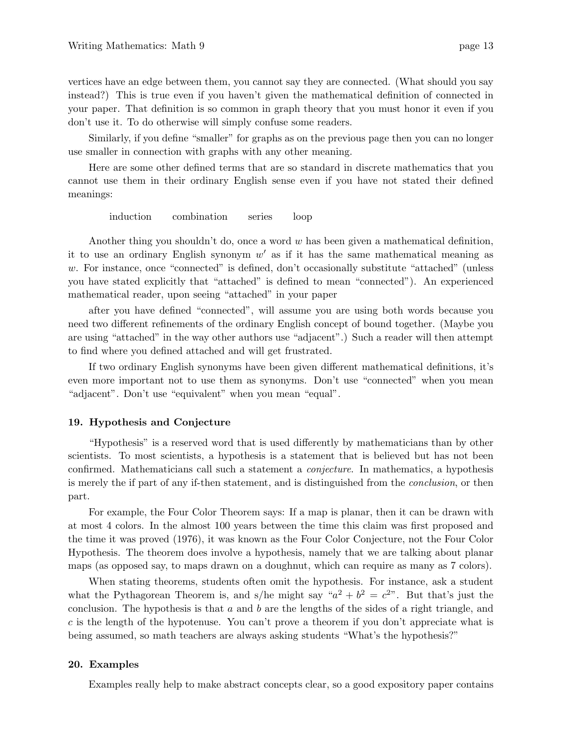vertices have an edge between them, you cannot say they are connected. (What should you say instead?) This is true even if you haven't given the mathematical definition of connected in your paper. That definition is so common in graph theory that you must honor it even if you don't use it. To do otherwise will simply confuse some readers.

Similarly, if you define "smaller" for graphs as on the previous page then you can no longer use smaller in connection with graphs with any other meaning.

Here are some other defined terms that are so standard in discrete mathematics that you cannot use them in their ordinary English sense even if you have not stated their defined meanings:

induction    combination    series    loop

Another thing you shouldn't do, once a word $w$ has been given a mathematical definition, it to use an ordinary English synonym $w'$ as if it has the same mathematical meaning as $w$. For instance, once "connected" is defined, don't occasionally substitute "attached" (unless you have stated explicitly that "attached" is defined to mean "connected"). An experienced mathematical reader, upon seeing "attached" in your paper

after you have defined "connected", will assume you are using both words because you need two different refinements of the ordinary English concept of bound together. (Maybe you are using "attached" in the way other authors use "adjacent".) Such a reader will then attempt to find where you defined attached and will get frustrated.

If two ordinary English synonyms have been given different mathematical definitions, it's even more important not to use them as synonyms. Don't use "connected" when you mean "adjacent". Don't use "equivalent" when you mean "equal".

### 19. Hypothesis and Conjecture

"Hypothesis" is a reserved word that is used differently by mathematicians than by other scientists. To most scientists, a hypothesis is a statement that is believed but has not been confirmed. Mathematicians call such a statement a *conjecture*. In mathematics, a hypothesis is merely the if part of any if-then statement, and is distinguished from the *conclusion*, or then part.

For example, the Four Color Theorem says: If a map is planar, then it can be drawn with at most 4 colors. In the almost 100 years between the time this claim was first proposed and the time it was proved (1976), it was known as the Four Color Conjecture, not the Four Color Hypothesis. The theorem does involve a hypothesis, namely that we are talking about planar maps (as opposed say, to maps drawn on a doughnut, which can require as many as 7 colors).

When stating theorems, students often omit the hypothesis. For instance, ask a student what the Pythagorean Theorem is, and s/he might say "$a^2 + b^2 = c^2$". But that's just the conclusion. The hypothesis is that $a$ and $b$ are the lengths of the sides of a right triangle, and $c$ is the length of the hypotenuse. You can't prove a theorem if you don't appreciate what is being assumed, so math teachers are always asking students "What's the hypothesis?"

### 20. Examples

Examples really help to make abstract concepts clear, so a good expository paper contains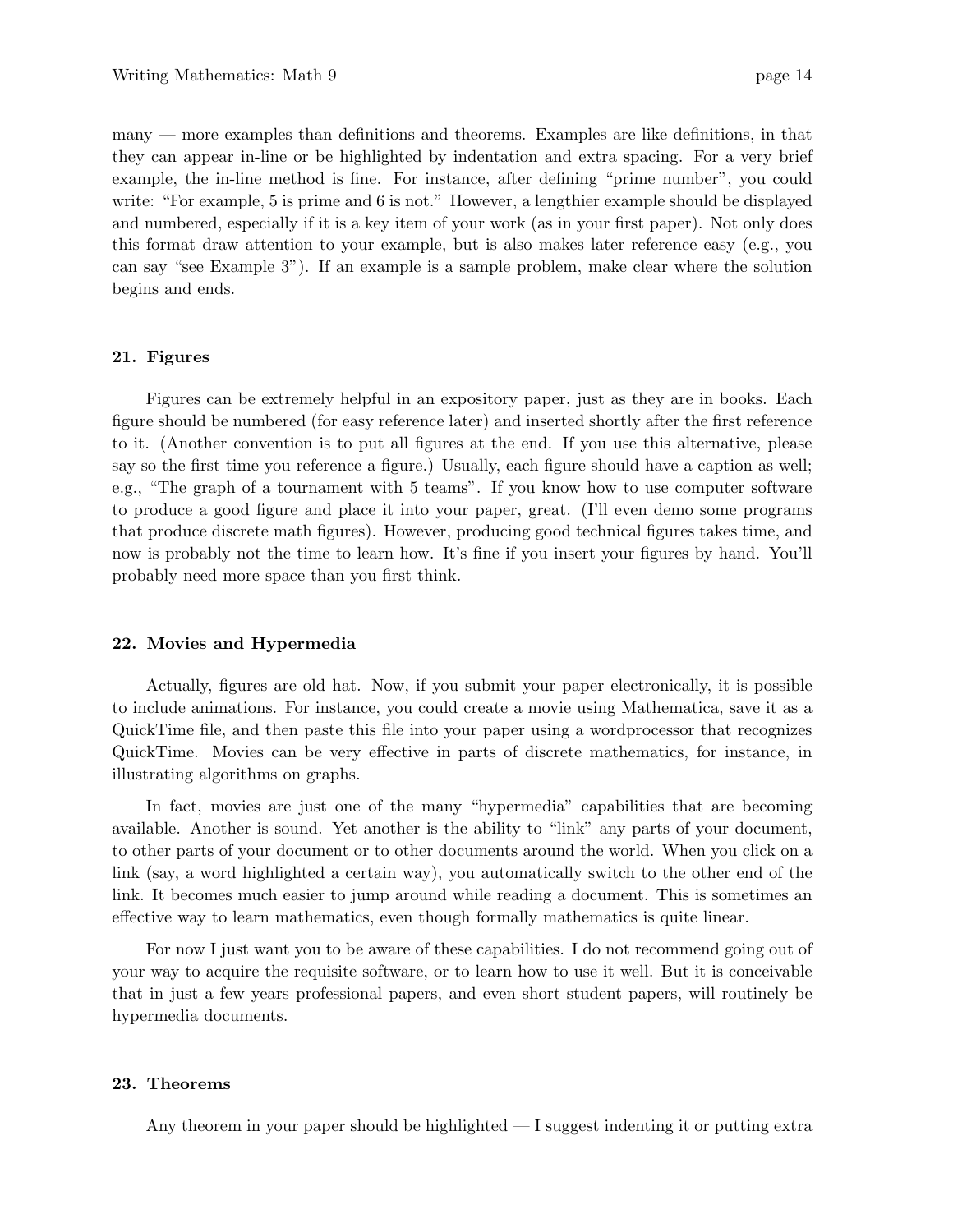many — more examples than definitions and theorems. Examples are like definitions, in that they can appear in-line or be highlighted by indentation and extra spacing. For a very brief example, the in-line method is fine. For instance, after defining "prime number", you could write: "For example, 5 is prime and 6 is not." However, a lengthier example should be displayed and numbered, especially if it is a key item of your work (as in your first paper). Not only does this format draw attention to your example, but is also makes later reference easy (e.g., you can say "see Example 3"). If an example is a sample problem, make clear where the solution begins and ends.

### 21. Figures

Figures can be extremely helpful in an expository paper, just as they are in books. Each figure should be numbered (for easy reference later) and inserted shortly after the first reference to it. (Another convention is to put all figures at the end. If you use this alternative, please say so the first time you reference a figure.) Usually, each figure should have a caption as well; e.g., "The graph of a tournament with 5 teams". If you know how to use computer software to produce a good figure and place it into your paper, great. (I'll even demo some programs that produce discrete math figures). However, producing good technical figures takes time, and now is probably not the time to learn how. It's fine if you insert your figures by hand. You'll probably need more space than you first think.

### 22. Movies and Hypermedia

Actually, figures are old hat. Now, if you submit your paper electronically, it is possible to include animations. For instance, you could create a movie using Mathematica, save it as a QuickTime file, and then paste this file into your paper using a wordprocessor that recognizes QuickTime. Movies can be very effective in parts of discrete mathematics, for instance, in illustrating algorithms on graphs.

In fact, movies are just one of the many "hypermedia" capabilities that are becoming available. Another is sound. Yet another is the ability to "link" any parts of your document, to other parts of your document or to other documents around the world. When you click on a link (say, a word highlighted a certain way), you automatically switch to the other end of the link. It becomes much easier to jump around while reading a document. This is sometimes an effective way to learn mathematics, even though formally mathematics is quite linear.

For now I just want you to be aware of these capabilities. I do not recommend going out of your way to acquire the requisite software, or to learn how to use it well. But it is conceivable that in just a few years professional papers, and even short student papers, will routinely be hypermedia documents.

### 23. Theorems

Any theorem in your paper should be highlighted — I suggest indenting it or putting extra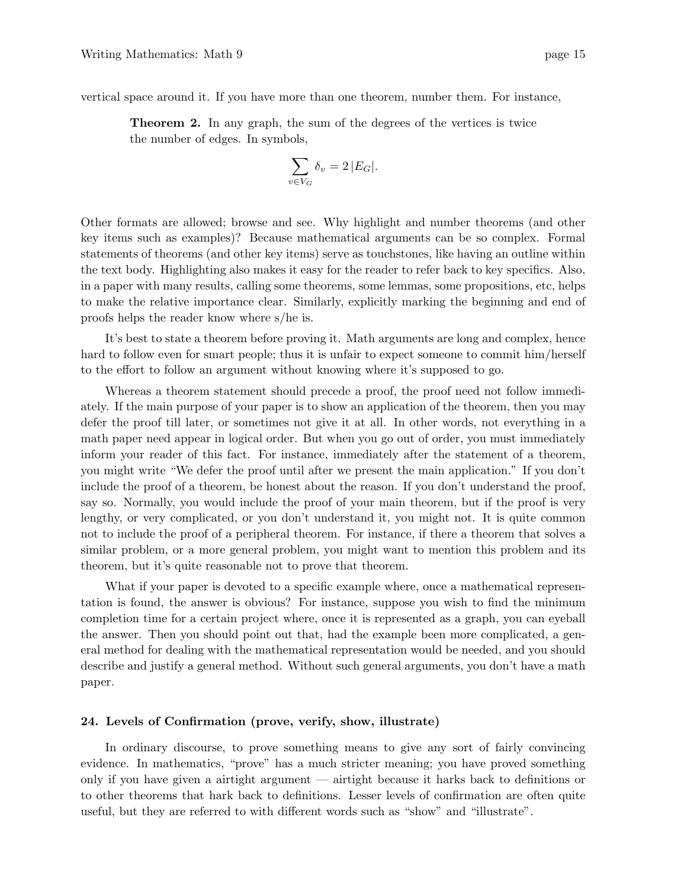vertical space around it. If you have more than one theorem, number them. For instance,

> **Theorem 2.** In any graph, the sum of the degrees of the vertices is twice the number of edges. In symbols,
>
> $$\sum_{v \in V_G} \delta_v = 2\,|E_G|.$$

Other formats are allowed; browse and see. Why highlight and number theorems (and other key items such as examples)? Because mathematical arguments can be so complex. Formal statements of theorems (and other key items) serve as touchstones, like having an outline within the text body. Highlighting also makes it easy for the reader to refer back to key specifics. Also, in a paper with many results, calling some theorems, some lemmas, some propositions, etc, helps to make the relative importance clear. Similarly, explicitly marking the beginning and end of proofs helps the reader know where s/he is.

It's best to state a theorem before proving it. Math arguments are long and complex, hence hard to follow even for smart people; thus it is unfair to expect someone to commit him/herself to the effort to follow an argument without knowing where it's supposed to go.

Whereas a theorem statement should precede a proof, the proof need not follow immediately. If the main purpose of your paper is to show an application of the theorem, then you may defer the proof till later, or sometimes not give it at all. In other words, not everything in a math paper need appear in logical order. But when you go out of order, you must immediately inform your reader of this fact. For instance, immediately after the statement of a theorem, you might write "We defer the proof until after we present the main application." If you don't include the proof of a theorem, be honest about the reason. If you don't understand the proof, say so. Normally, you would include the proof of your main theorem, but if the proof is very lengthy, or very complicated, or you don't understand it, you might not. It is quite common not to include the proof of a peripheral theorem. For instance, if there a theorem that solves a similar problem, or a more general problem, you might want to mention this problem and its theorem, but it's quite reasonable not to prove that theorem.

What if your paper is devoted to a specific example where, once a mathematical representation is found, the answer is obvious? For instance, suppose you wish to find the minimum completion time for a certain project where, once it is represented as a graph, you can eyeball the answer. Then you should point out that, had the example been more complicated, a general method for dealing with the mathematical representation would be needed, and you should describe and justify a general method. Without such general arguments, you don't have a math paper.

### 24. Levels of Confirmation (prove, verify, show, illustrate)

In ordinary discourse, to prove something means to give any sort of fairly convincing evidence. In mathematics, "prove" has a much stricter meaning; you have proved something only if you have given a airtight argument — airtight because it harks back to definitions or to other theorems that hark back to definitions. Lesser levels of confirmation are often quite useful, but they are referred to with different words such as "show" and "illustrate".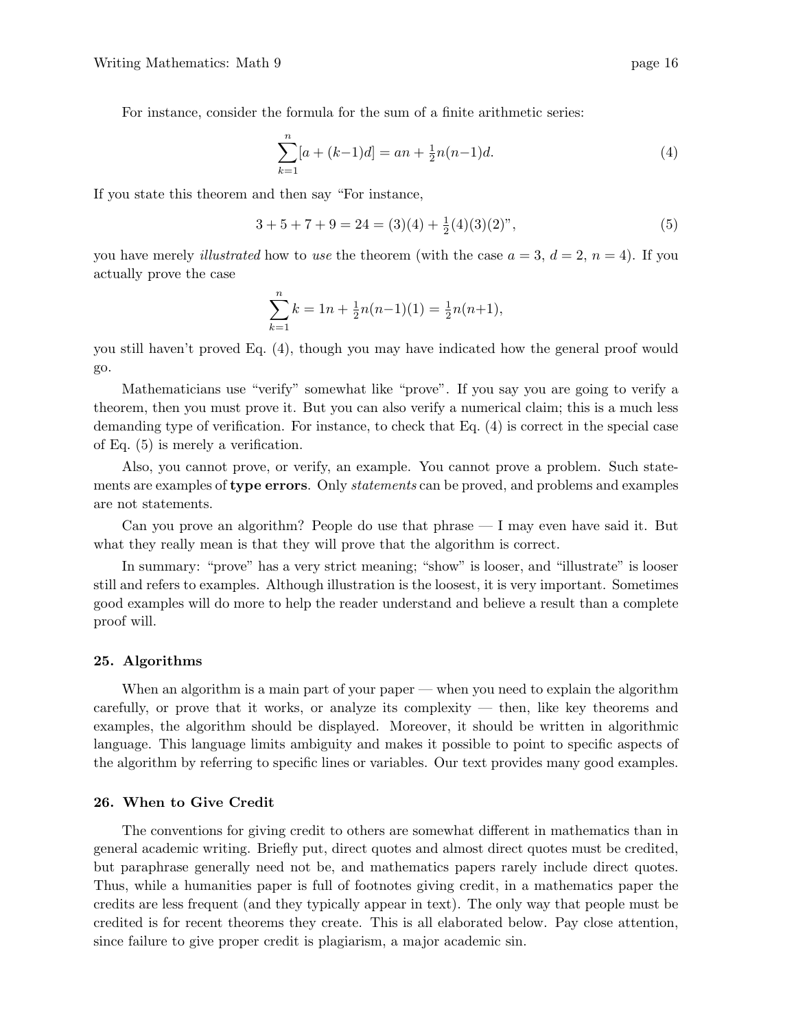For instance, consider the formula for the sum of a finite arithmetic series:

$$\sum_{k=1}^{n} [a + (k-1)d] = an + \tfrac{1}{2}n(n-1)d. \tag{4}$$

If you state this theorem and then say "For instance,

$$3 + 5 + 7 + 9 = 24 = (3)(4) + \tfrac{1}{2}(4)(3)(2)\text{''}, \tag{5}$$

you have merely *illustrated* how to *use* the theorem (with the case $a = 3$, $d = 2$, $n = 4$). If you actually prove the case

$$\sum_{k=1}^{n} k = 1n + \tfrac{1}{2}n(n-1)(1) = \tfrac{1}{2}n(n+1),$$

you still haven't proved Eq. (4), though you may have indicated how the general proof would go.

Mathematicians use "verify" somewhat like "prove". If you say you are going to verify a theorem, then you must prove it. But you can also verify a numerical claim; this is a much less demanding type of verification. For instance, to check that Eq. (4) is correct in the special case of Eq. (5) is merely a verification.

Also, you cannot prove, or verify, an example. You cannot prove a problem. Such statements are examples of **type errors**. Only *statements* can be proved, and problems and examples are not statements.

Can you prove an algorithm? People do use that phrase — I may even have said it. But what they really mean is that they will prove that the algorithm is correct.

In summary: "prove" has a very strict meaning; "show" is looser, and "illustrate" is looser still and refers to examples. Although illustration is the loosest, it is very important. Sometimes good examples will do more to help the reader understand and believe a result than a complete proof will.

### 25. Algorithms

When an algorithm is a main part of your paper — when you need to explain the algorithm carefully, or prove that it works, or analyze its complexity — then, like key theorems and examples, the algorithm should be displayed. Moreover, it should be written in algorithmic language. This language limits ambiguity and makes it possible to point to specific aspects of the algorithm by referring to specific lines or variables. Our text provides many good examples.

### 26. When to Give Credit

The conventions for giving credit to others are somewhat different in mathematics than in general academic writing. Briefly put, direct quotes and almost direct quotes must be credited, but paraphrase generally need not be, and mathematics papers rarely include direct quotes. Thus, while a humanities paper is full of footnotes giving credit, in a mathematics paper the credits are less frequent (and they typically appear in text). The only way that people must be credited is for recent theorems they create. This is all elaborated below. Pay close attention, since failure to give proper credit is plagiarism, a major academic sin.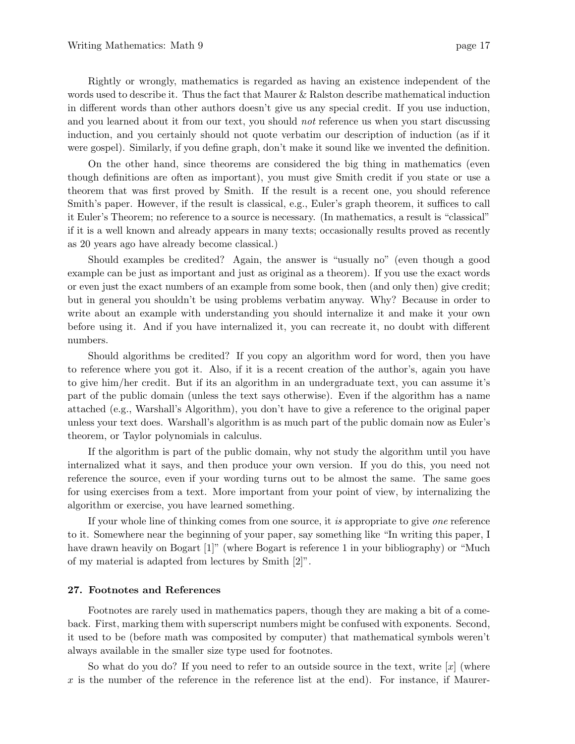Rightly or wrongly, mathematics is regarded as having an existence independent of the words used to describe it. Thus the fact that Maurer & Ralston describe mathematical induction in different words than other authors doesn't give us any special credit. If you use induction, and you learned about it from our text, you should *not* reference us when you start discussing induction, and you certainly should not quote verbatim our description of induction (as if it were gospel). Similarly, if you define graph, don't make it sound like we invented the definition.

On the other hand, since theorems are considered the big thing in mathematics (even though definitions are often as important), you must give Smith credit if you state or use a theorem that was first proved by Smith. If the result is a recent one, you should reference Smith's paper. However, if the result is classical, e.g., Euler's graph theorem, it suffices to call it Euler's Theorem; no reference to a source is necessary. (In mathematics, a result is "classical" if it is a well known and already appears in many texts; occasionally results proved as recently as 20 years ago have already become classical.)

Should examples be credited? Again, the answer is "usually no" (even though a good example can be just as important and just as original as a theorem). If you use the exact words or even just the exact numbers of an example from some book, then (and only then) give credit; but in general you shouldn't be using problems verbatim anyway. Why? Because in order to write about an example with understanding you should internalize it and make it your own before using it. And if you have internalized it, you can recreate it, no doubt with different numbers.

Should algorithms be credited? If you copy an algorithm word for word, then you have to reference where you got it. Also, if it is a recent creation of the author's, again you have to give him/her credit. But if its an algorithm in an undergraduate text, you can assume it's part of the public domain (unless the text says otherwise). Even if the algorithm has a name attached (e.g., Warshall's Algorithm), you don't have to give a reference to the original paper unless your text does. Warshall's algorithm is as much part of the public domain now as Euler's theorem, or Taylor polynomials in calculus.

If the algorithm is part of the public domain, why not study the algorithm until you have internalized what it says, and then produce your own version. If you do this, you need not reference the source, even if your wording turns out to be almost the same. The same goes for using exercises from a text. More important from your point of view, by internalizing the algorithm or exercise, you have learned something.

If your whole line of thinking comes from one source, it *is* appropriate to give *one* reference to it. Somewhere near the beginning of your paper, say something like "In writing this paper, I have drawn heavily on Bogart [1]" (where Bogart is reference 1 in your bibliography) or "Much of my material is adapted from lectures by Smith [2]".

## 27. Footnotes and References

Footnotes are rarely used in mathematics papers, though they are making a bit of a comeback. First, marking them with superscript numbers might be confused with exponents. Second, it used to be (before math was composited by computer) that mathematical symbols weren't always available in the smaller size type used for footnotes.

So what do you do? If you need to refer to an outside source in the text, write $[x]$ (where $x$ is the number of the reference in the reference list at the end). For instance, if Maurer-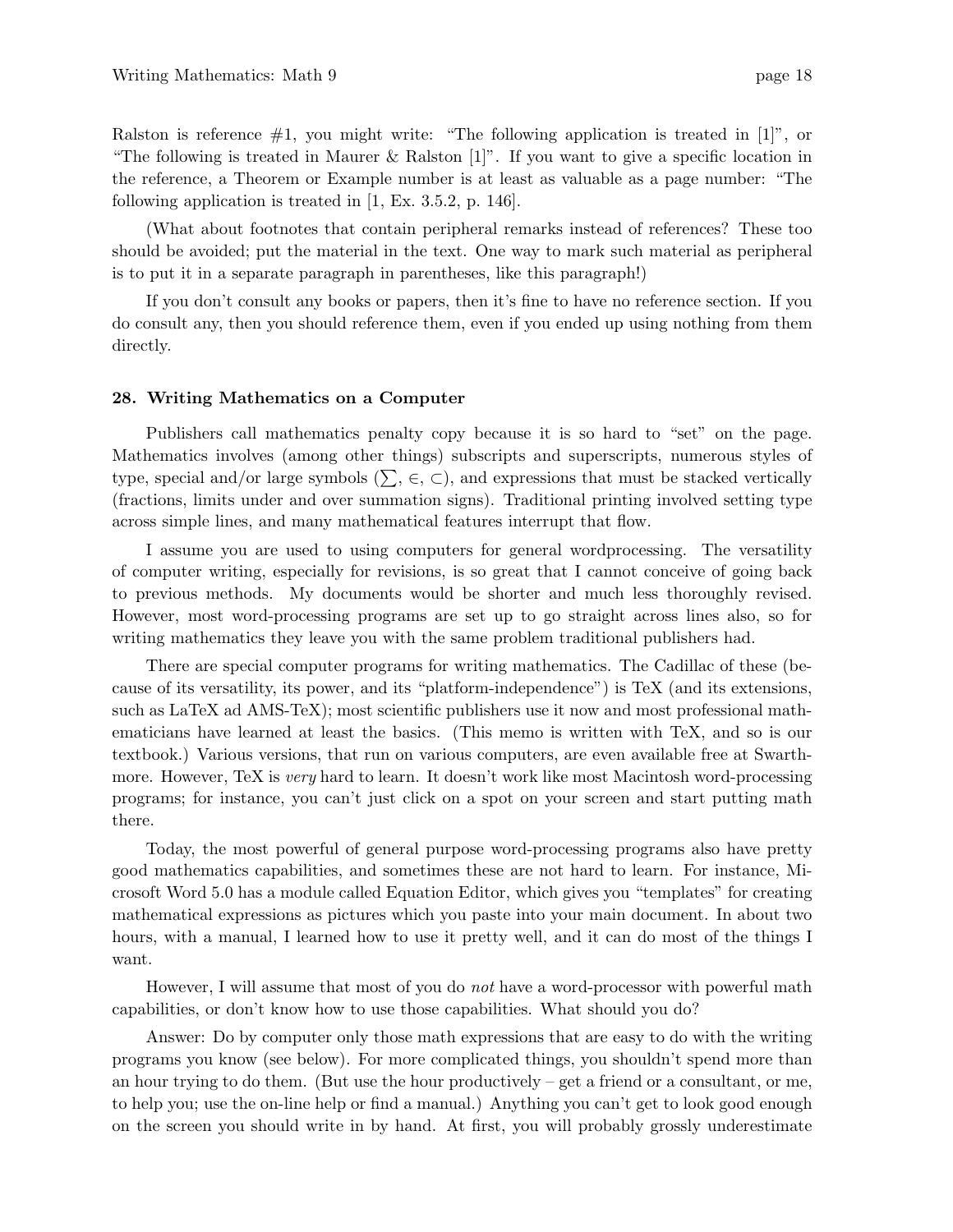Ralston is reference #1, you might write: "The following application is treated in [1]", or "The following is treated in Maurer & Ralston [1]". If you want to give a specific location in the reference, a Theorem or Example number is at least as valuable as a page number: "The following application is treated in [1, Ex. 3.5.2, p. 146].

(What about footnotes that contain peripheral remarks instead of references? These too should be avoided; put the material in the text. One way to mark such material as peripheral is to put it in a separate paragraph in parentheses, like this paragraph!)

If you don't consult any books or papers, then it's fine to have no reference section. If you do consult any, then you should reference them, even if you ended up using nothing from them directly.

**28. Writing Mathematics on a Computer**

Publishers call mathematics penalty copy because it is so hard to "set" on the page. Mathematics involves (among other things) subscripts and superscripts, numerous styles of type, special and/or large symbols ($\sum$, $\in$, $\subset$), and expressions that must be stacked vertically (fractions, limits under and over summation signs). Traditional printing involved setting type across simple lines, and many mathematical features interrupt that flow.

I assume you are used to using computers for general wordprocessing. The versatility of computer writing, especially for revisions, is so great that I cannot conceive of going back to previous methods. My documents would be shorter and much less thoroughly revised. However, most word-processing programs are set up to go straight across lines also, so for writing mathematics they leave you with the same problem traditional publishers had.

There are special computer programs for writing mathematics. The Cadillac of these (because of its versatility, its power, and its "platform-independence") is TeX (and its extensions, such as LaTeX ad AMS-TeX); most scientific publishers use it now and most professional mathematicians have learned at least the basics. (This memo is written with TeX, and so is our textbook.) Various versions, that run on various computers, are even available free at Swarthmore. However, TeX is *very* hard to learn. It doesn't work like most Macintosh word-processing programs; for instance, you can't just click on a spot on your screen and start putting math there.

Today, the most powerful of general purpose word-processing programs also have pretty good mathematics capabilities, and sometimes these are not hard to learn. For instance, Microsoft Word 5.0 has a module called Equation Editor, which gives you "templates" for creating mathematical expressions as pictures which you paste into your main document. In about two hours, with a manual, I learned how to use it pretty well, and it can do most of the things I want.

However, I will assume that most of you do *not* have a word-processor with powerful math capabilities, or don't know how to use those capabilities. What should you do?

Answer: Do by computer only those math expressions that are easy to do with the writing programs you know (see below). For more complicated things, you shouldn't spend more than an hour trying to do them. (But use the hour productively – get a friend or a consultant, or me, to help you; use the on-line help or find a manual.) Anything you can't get to look good enough on the screen you should write in by hand. At first, you will probably grossly underestimate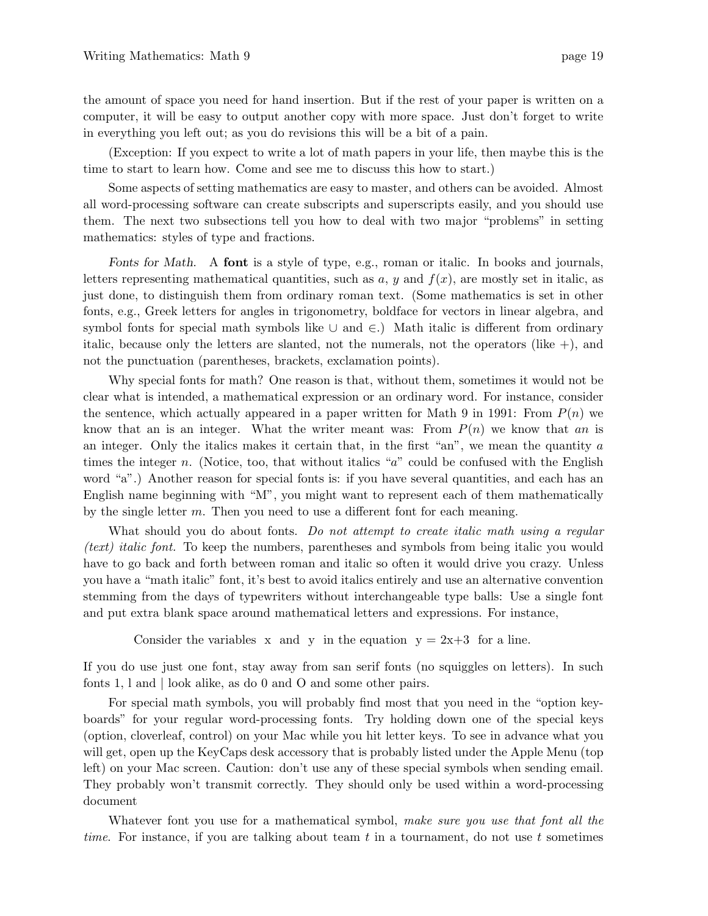the amount of space you need for hand insertion. But if the rest of your paper is written on a computer, it will be easy to output another copy with more space. Just don't forget to write in everything you left out; as you do revisions this will be a bit of a pain.

(Exception: If you expect to write a lot of math papers in your life, then maybe this is the time to start to learn how. Come and see me to discuss this how to start.)

Some aspects of setting mathematics are easy to master, and others can be avoided. Almost all word-processing software can create subscripts and superscripts easily, and you should use them. The next two subsections tell you how to deal with two major "problems" in setting mathematics: styles of type and fractions.

*Fonts for Math.* A **font** is a style of type, e.g., roman or italic. In books and journals, letters representing mathematical quantities, such as $a$, $y$ and $f(x)$, are mostly set in italic, as just done, to distinguish them from ordinary roman text. (Some mathematics is set in other fonts, e.g., Greek letters for angles in trigonometry, boldface for vectors in linear algebra, and symbol fonts for special math symbols like $\cup$ and $\in$.) Math italic is different from ordinary italic, because only the letters are slanted, not the numerals, not the operators (like $+$), and not the punctuation (parentheses, brackets, exclamation points).

Why special fonts for math? One reason is that, without them, sometimes it would not be clear what is intended, a mathematical expression or an ordinary word. For instance, consider the sentence, which actually appeared in a paper written for Math 9 in 1991: From $P(n)$ we know that an is an integer. What the writer meant was: From $P(n)$ we know that $an$ is an integer. Only the italics makes it certain that, in the first "an", we mean the quantity $a$ times the integer $n$. (Notice, too, that without italics "$a$" could be confused with the English word "a".) Another reason for special fonts is: if you have several quantities, and each has an English name beginning with "M", you might want to represent each of them mathematically by the single letter $m$. Then you need to use a different font for each meaning.

What should you do about fonts. *Do not attempt to create italic math using a regular (text) italic font.* To keep the numbers, parentheses and symbols from being italic you would have to go back and forth between roman and italic so often it would drive you crazy. Unless you have a "math italic" font, it's best to avoid italics entirely and use an alternative convention stemming from the days of typewriters without interchangeable type balls: Use a single font and put extra blank space around mathematical letters and expressions. For instance,

> Consider the variables  x  and  y  in the equation  y = 2x+3  for a line.

If you do use just one font, stay away from san serif fonts (no squiggles on letters). In such fonts 1, l and | look alike, as do 0 and O and some other pairs.

For special math symbols, you will probably find most that you need in the "option keyboards" for your regular word-processing fonts. Try holding down one of the special keys (option, cloverleaf, control) on your Mac while you hit letter keys. To see in advance what you will get, open up the KeyCaps desk accessory that is probably listed under the Apple Menu (top left) on your Mac screen. Caution: don't use any of these special symbols when sending email. They probably won't transmit correctly. They should only be used within a word-processing document

Whatever font you use for a mathematical symbol, *make sure you use that font all the time.* For instance, if you are talking about team $t$ in a tournament, do not use $t$ sometimes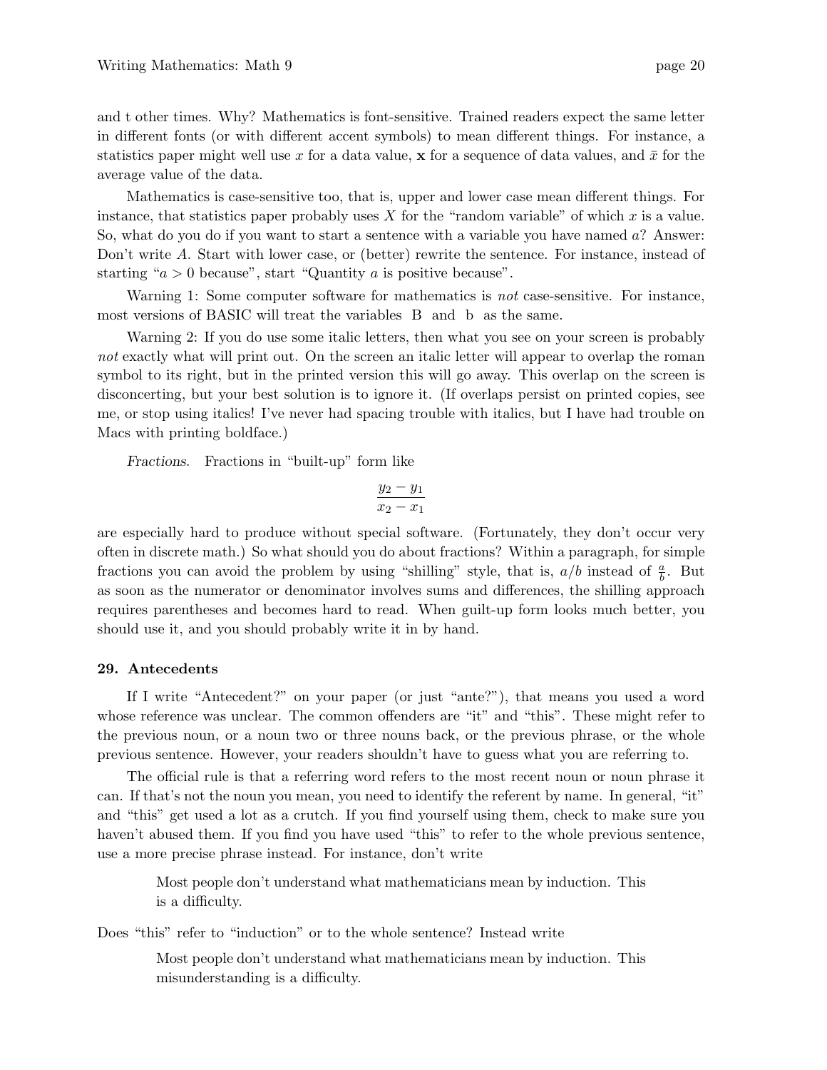and t other times. Why? Mathematics is font-sensitive. Trained readers expect the same letter in different fonts (or with different accent symbols) to mean different things. For instance, a statistics paper might well use $x$ for a data value, $\mathbf{x}$ for a sequence of data values, and $\bar{x}$ for the average value of the data.

Mathematics is case-sensitive too, that is, upper and lower case mean different things. For instance, that statistics paper probably uses $X$ for the "random variable" of which $x$ is a value. So, what do you do if you want to start a sentence with a variable you have named $a$? Answer: Don't write $A$. Start with lower case, or (better) rewrite the sentence. For instance, instead of starting "$a > 0$ because", start "Quantity $a$ is positive because".

Warning 1: Some computer software for mathematics is *not* case-sensitive. For instance, most versions of BASIC will treat the variables B and b as the same.

Warning 2: If you do use some italic letters, then what you see on your screen is probably *not* exactly what will print out. On the screen an italic letter will appear to overlap the roman symbol to its right, but in the printed version this will go away. This overlap on the screen is disconcerting, but your best solution is to ignore it. (If overlaps persist on printed copies, see me, or stop using italics! I've never had spacing trouble with italics, but I have had trouble on Macs with printing boldface.)

*Fractions.* Fractions in "built-up" form like

$$\frac{y_2 - y_1}{x_2 - x_1}$$

are especially hard to produce without special software. (Fortunately, they don't occur very often in discrete math.) So what should you do about fractions? Within a paragraph, for simple fractions you can avoid the problem by using "shilling" style, that is, $a/b$ instead of $\frac{a}{b}$. But as soon as the numerator or denominator involves sums and differences, the shilling approach requires parentheses and becomes hard to read. When guilt-up form looks much better, you should use it, and you should probably write it in by hand.

## 29. Antecedents

If I write "Antecedent?" on your paper (or just "ante?"), that means you used a word whose reference was unclear. The common offenders are "it" and "this". These might refer to the previous noun, or a noun two or three nouns back, or the previous phrase, or the whole previous sentence. However, your readers shouldn't have to guess what you are referring to.

The official rule is that a referring word refers to the most recent noun or noun phrase it can. If that's not the noun you mean, you need to identify the referent by name. In general, "it" and "this" get used a lot as a crutch. If you find yourself using them, check to make sure you haven't abused them. If you find you have used "this" to refer to the whole previous sentence, use a more precise phrase instead. For instance, don't write

> Most people don't understand what mathematicians mean by induction. This is a difficulty.

Does "this" refer to "induction" or to the whole sentence? Instead write

> Most people don't understand what mathematicians mean by induction. This misunderstanding is a difficulty.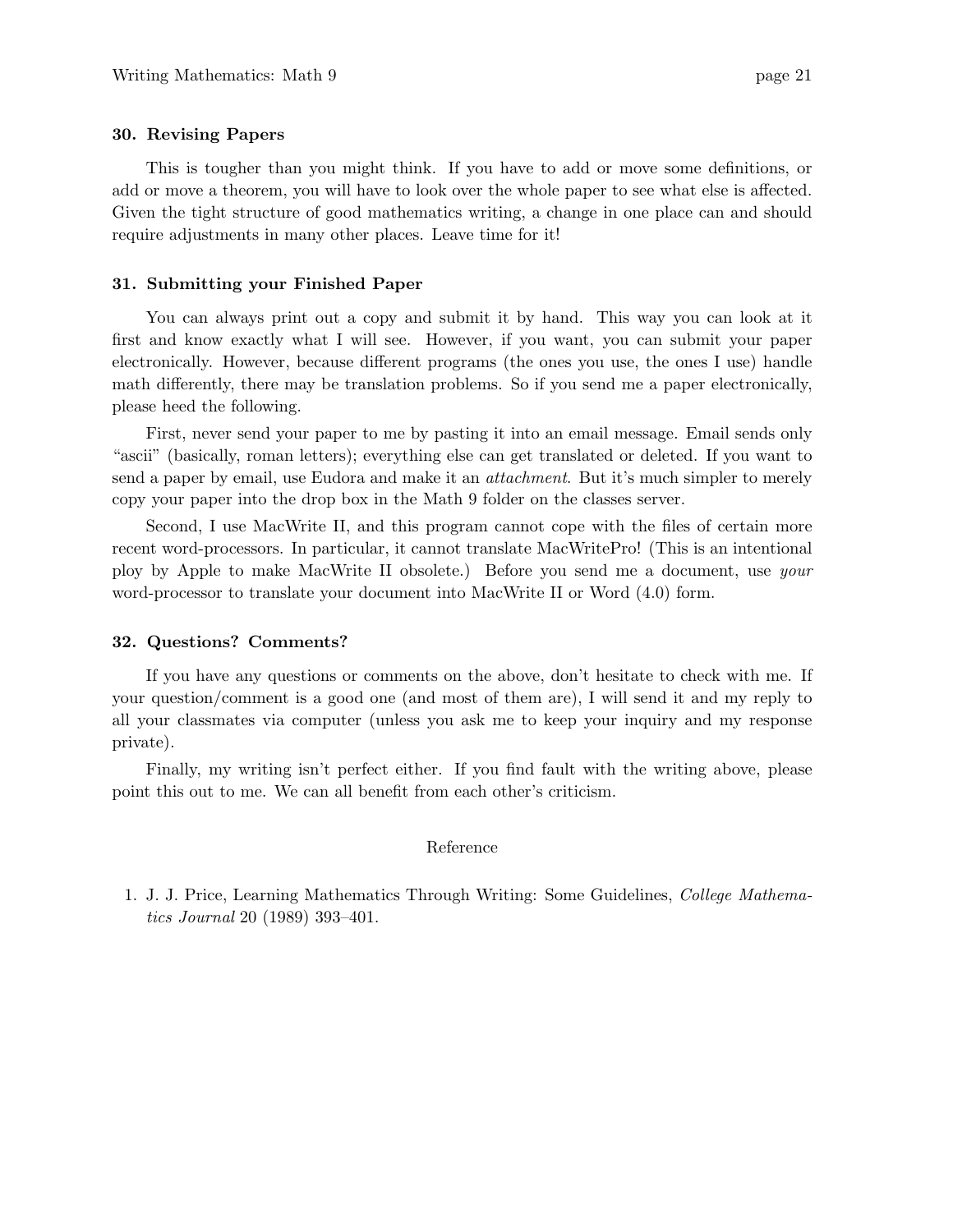### 30. Revising Papers

This is tougher than you might think. If you have to add or move some definitions, or add or move a theorem, you will have to look over the whole paper to see what else is affected. Given the tight structure of good mathematics writing, a change in one place can and should require adjustments in many other places. Leave time for it!

### 31. Submitting your Finished Paper

You can always print out a copy and submit it by hand. This way you can look at it first and know exactly what I will see. However, if you want, you can submit your paper electronically. However, because different programs (the ones you use, the ones I use) handle math differently, there may be translation problems. So if you send me a paper electronically, please heed the following.

First, never send your paper to me by pasting it into an email message. Email sends only "ascii" (basically, roman letters); everything else can get translated or deleted. If you want to send a paper by email, use Eudora and make it an *attachment*. But it's much simpler to merely copy your paper into the drop box in the Math 9 folder on the classes server.

Second, I use MacWrite II, and this program cannot cope with the files of certain more recent word-processors. In particular, it cannot translate MacWritePro! (This is an intentional ploy by Apple to make MacWrite II obsolete.) Before you send me a document, use *your* word-processor to translate your document into MacWrite II or Word (4.0) form.

### 32. Questions? Comments?

If you have any questions or comments on the above, don't hesitate to check with me. If your question/comment is a good one (and most of them are), I will send it and my reply to all your classmates via computer (unless you ask me to keep your inquiry and my response private).

Finally, my writing isn't perfect either. If you find fault with the writing above, please point this out to me. We can all benefit from each other's criticism.

## Reference

1. J. J. Price, Learning Mathematics Through Writing: Some Guidelines, *College Mathematics Journal* 20 (1989) 393–401.